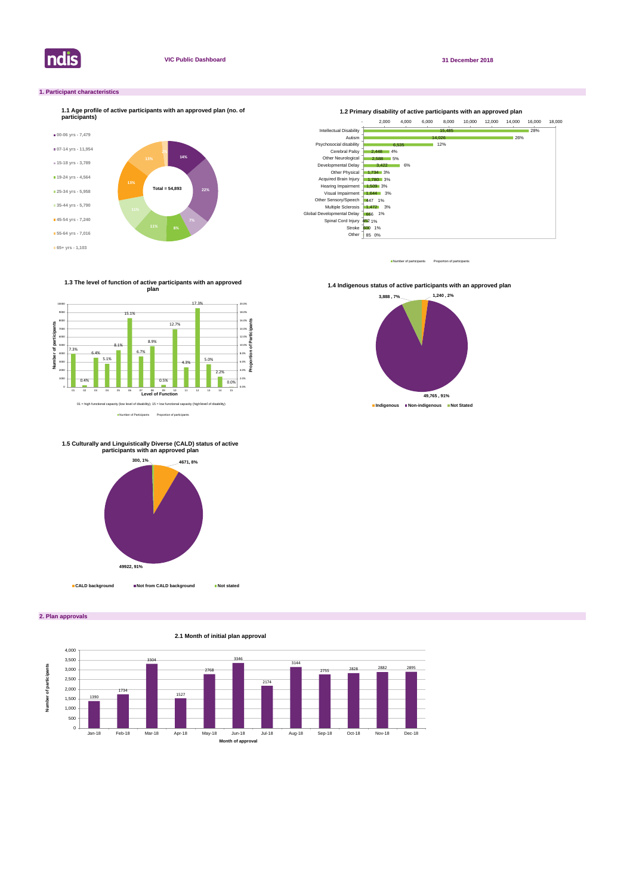VIC Public Dashboard

31 December 2018

## 1. Participant characteristics

### 1.1 Age profile of active participants with an approved plan (no. of participants)

| Age group | Number of participants | Proportion |
|---|---|---|
| 00-06 yrs | 7,479 | 14% |
| 07-14 yrs | 11,954 | 22% |
| 15-18 yrs | 3,789 | 7% |
| 19-24 yrs | 4,564 | 8% |
| 25-34 yrs | 5,958 | 11% |
| 35-44 yrs | 5,790 | 11% |
| 45-54 yrs | 7,240 | 13% |
| 55-64 yrs | 7,016 | 13% |
| 65+ yrs | 1,103 | 2% |

Total = 54,893

### 1.2 Primary disability of active participants with an approved plan

| Primary disability | Number of participants | Proportion of participants |
|---|---|---|
| Intellectual Disability | 15,485 | 28% |
| Autism | 14,026 | 26% |
| Psychosocial disability | 6,535 | 12% |
| Cerebral Palsy | 2,448 | 4% |
| Other Neurological | 2,588 | 5% |
| Developmental Delay | 3,422 | 6% |
| Other Physical | 1,734 | 3% |
| Acquired Brain Injury | 1,780 | 3% |
| Hearing Impairment | 1,509 | 3% |
| Visual Impairment | 1,644 | 3% |
| Other Sensory/Speech | 447 | 1% |
| Multiple Sclerosis | 1,472 | 3% |
| Global Developmental Delay | 666 | 1% |
| Spinal Cord Injury | 452 | 1% |
| Stroke | 600 | 1% |
| Other | 85 | 0% |

### 1.3 The level of function of active participants with an approved plan

| Level of Function | Proportion of participants |
|---|---|
| 01 | 7.3% |
| 02 | 0.4% |
| 03 | 6.4% |
| 04 | 5.1% |
| 05 | 8.1% |
| 06 | 15.1% |
| 07 | 6.7% |
| 08 | 8.9% |
| 09 | 0.5% |
| 10 | 12.7% |
| 11 | 4.3% |
| 12 | 17.3% |
| 13 | 5.0% |
| 14 | 2.2% |
| 15 | 0.0% |

01 = high functional capacity (low level of disability); 15 = low functional capacity (high level of disability)

### 1.4 Indigenous status of active participants with an approved plan

| Status | Number | Proportion |
|---|---|---|
| Indigenous | 1,240 | 2% |
| Non-indigenous | 49,765 | 91% |
| Not Stated | 3,888 | 7% |

### 1.5 Culturally and Linguistically Diverse (CALD) status of active participants with an approved plan

| Status | Number | Proportion |
|---|---|---|
| CALD background | 4671 | 8% |
| Not from CALD background | 49922 | 91% |
| Not stated | 300 | 1% |

## 2. Plan approvals

### 2.1 Month of initial plan approval

| Month of approval | Number of participants |
|---|---|
| Jan-18 | 1390 |
| Feb-18 | 1734 |
| Mar-18 | 3304 |
| Apr-18 | 1527 |
| May-18 | 2768 |
| Jun-18 | 3346 |
| Jul-18 | 2174 |
| Aug-18 | 3144 |
| Sep-18 | 2755 |
| Oct-18 | 2828 |
| Nov-18 | 2882 |
| Dec-18 | 2895 |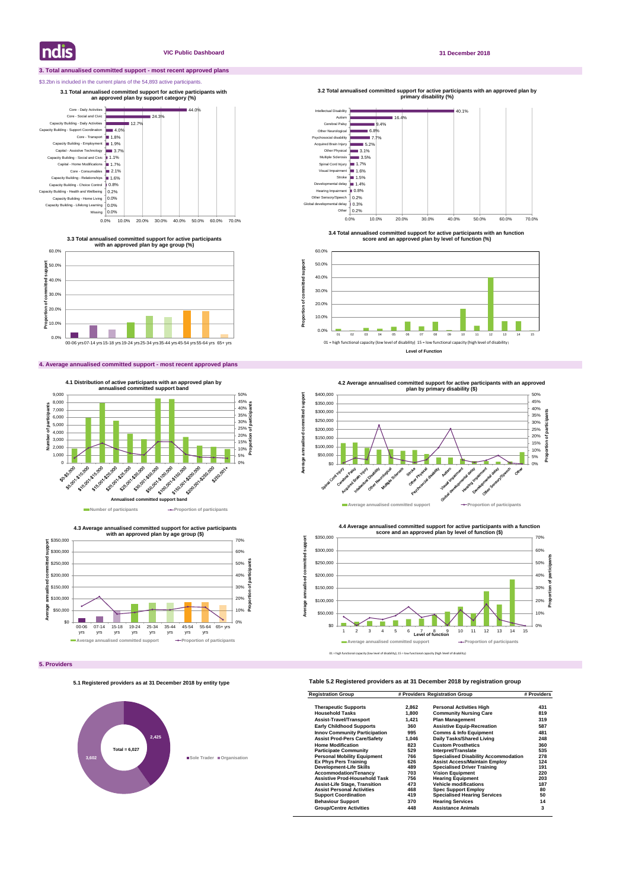## 3. Total annualised committed support - most recent approved plans

$3.2bn is included in the current plans of the 54,893 active participants.

### 3.1 Total annualised committed support for active participants with an approved plan by support category (%)

| Support category | % |
|---|---|
| Core - Daily Activities | 44.0% |
| Core - Social and Civic | 24.3% |
| Capacity Building - Daily Activities | 12.7% |
| Capacity Building - Support Coordination | 4.0% |
| Core - Transport | 1.8% |
| Capacity Building - Employment | 1.9% |
| Capital - Assistive Technology | 3.7% |
| Capacity Building - Social and Civic | 1.1% |
| Capital - Home Modifications | 1.7% |
| Core - Consumables | 2.1% |
| Capacity Building - Relationships | 1.6% |
| Capacity Building - Choice Control | 0.8% |
| Capacity Building - Health and Wellbeing | 0.2% |
| Capacity Building - Home Living | 0.0% |
| Capacity Building - Lifelong Learning | 0.0% |
| Missing | 0.0% |

### 3.2 Total annualised committed support for active participants with an approved plan by primary disability (%)

| Primary disability | % |
|---|---|
| Intellectual Disability | 40.1% |
| Autism | 16.4% |
| Cerebral Palsy | 9.4% |
| Other Neurological | 6.8% |
| Psychosocial disability | 7.7% |
| Acquired Brain Injury | 5.2% |
| Other Physical | 3.1% |
| Multiple Sclerosis | 3.5% |
| Spinal Cord Injury | 1.7% |
| Visual Impairment | 1.6% |
| Stroke | 1.5% |
| Developmental delay | 1.4% |
| Hearing Impairment | 0.8% |
| Other Sensory/Speech | 0.2% |
| Global developmental delay | 0.3% |
| Other | 0.2% |

### 3.3 Total annualised committed support for active participants with an approved plan by age group (%)

Age groups: 00-06 yrs, 07-14 yrs, 15-18 yrs, 19-24 yrs, 25-34 yrs, 35-44 yrs, 45-54 yrs, 55-64 yrs, 65+ yrs

### 3.4 Total annualised committed support for active participants with an function score and an approved plan by level of function (%)

01 = high functional capacity (low level of disability) 15 = low functional capacity (high level of disability)

Level of Function

## 4. Average annualised committed support - most recent approved plans

### 4.1 Distribution of active participants with an approved plan by annualised committed support band

Annualised committed support band: $0-$5,000; $5,001-$10,000; $10,001-$15,000; $15,001-$20,000; $20,001-$25,000; $25,001-$30,000; $30,001-$50,000; $50,001-$100,000; $100,001-$150,000; $150,001-$200,000; $200,001-$250,000; $250,001+

Number of participants — Proportion of participants

### 4.2 Average annualised committed support for active participants with an approved plan by primary disability ($)

Average annualised committed support — Proportion of participants

### 4.3 Average annualised committed support for active participants with an approved plan by age group ($)

Average annualised committed support — Proportion of participants

### 4.4 Average annualised committed support for active participants with a function score and an approved plan by level of function ($)

Average annualised committed support — Proportion of participants

01 = high functional capacity (low level of disability); 15 = low functional capacity (high level of disability)

## 5. Providers

### 5.1 Registered providers as at 31 December 2018 by entity type

| Entity type | # Providers |
|---|---|
| Sole Trader | 2,425 |
| Organisation | 3,602 |
| Total | 6,027 |

### Table 5.2 Registered providers as at 31 December 2018 by registration group

| Registration Group | # Providers | Registration Group | # Providers |
|---|---|---|---|
| Therapeutic Supports | 2,862 | Personal Activities High | 431 |
| Household Tasks | 1,800 | Community Nursing Care | 819 |
| Assist-Travel/Transport | 1,421 | Plan Management | 319 |
| Early Childhood Supports | 360 | Assistive Equip-Recreation | 587 |
| Innov Community Participation | 995 | Comms & Info Equipment | 481 |
| Assist Prod-Pers Care/Safety | 1,046 | Daily Tasks/Shared Living | 248 |
| Home Modification | 823 | Custom Prosthetics | 360 |
| Participate Community | 529 | Interpret/Translate | 535 |
| Personal Mobility Equipment | 766 | Specialised Disability Accommodation | 278 |
| Ex Phys Pers Training | 626 | Assist Access/Maintain Employ | 124 |
| Development-Life Skills | 489 | Specialised Driver Training | 191 |
| Accommodation/Tenancy | 703 | Vision Equipment | 220 |
| Assistive Prod-Household Task | 756 | Hearing Equipment | 203 |
| Assist-Life Stage, Transition | 473 | Vehicle modifications | 187 |
| Assist Personal Activities | 468 | Spec Support Employ | 80 |
| Support Coordination | 419 | Specialised Hearing Services | 50 |
| Behaviour Support | 370 | Hearing Services | 14 |
| Group/Centre Activities | 448 | Assistance Animals | 3 |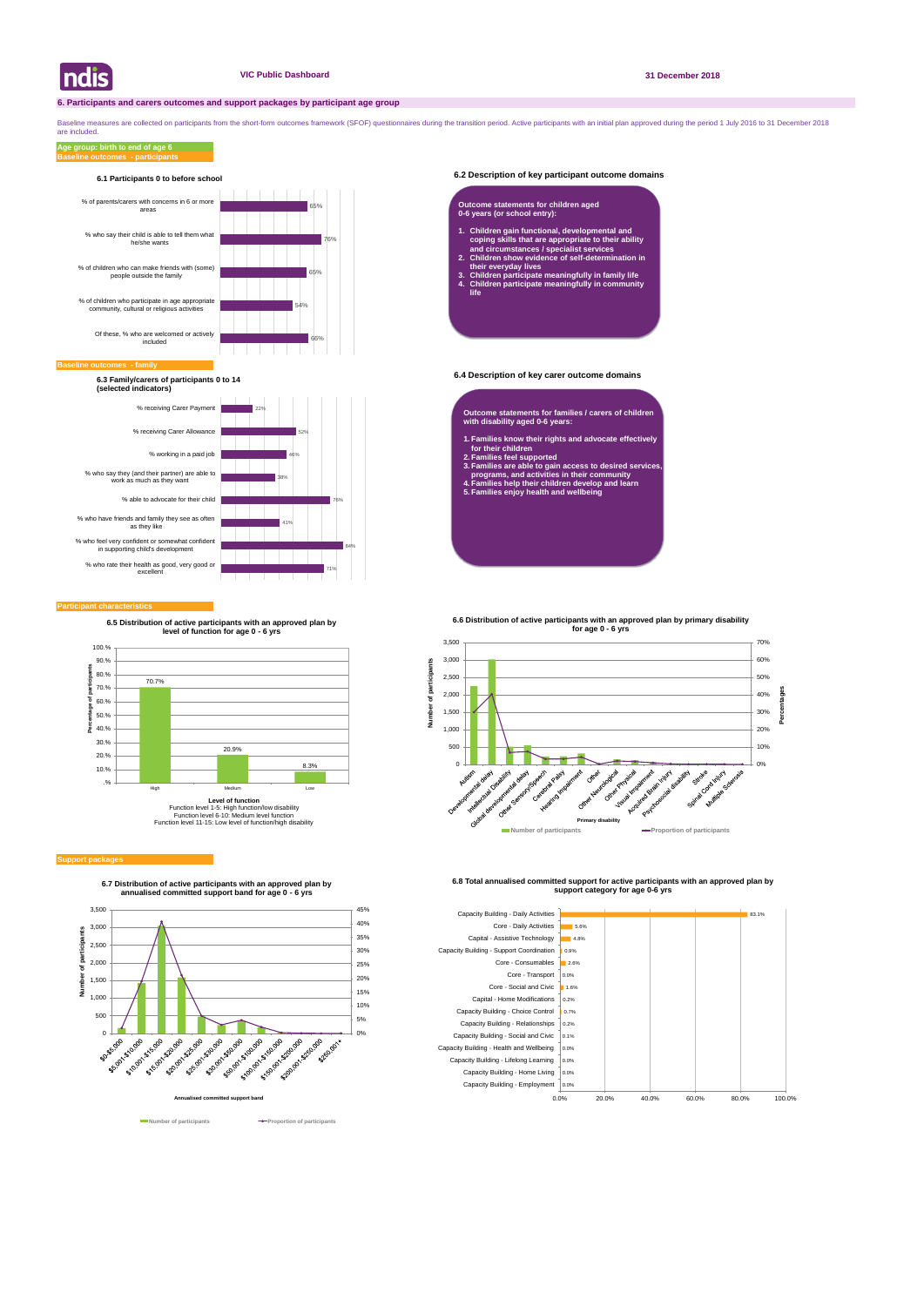# 6. Participants and carers outcomes and support packages by participant age group

Baseline measures are collected on participants from the short-form outcomes framework (SFOF) questionnaires during the transition period. Active participants with an initial plan approved during the period 1 July 2016 to 31 December 2018 are included.

**Age group: birth to end of age 6**

**Baseline outcomes - participants**

### 6.1 Participants 0 to before school

| Indicator | % |
|---|---|
| % of parents/carers with concerns in 6 or more areas | 65% |
| % who say their child is able to tell them what he/she wants | 76% |
| % of children who can make friends with (some) people outside the family | 65% |
| % of children who participate in age appropriate community, cultural or religious activities | 54% |
| Of these, % who are welcomed or actively included | 66% |

### 6.2 Description of key participant outcome domains

**Outcome statements for children aged 0-6 years (or school entry):**

1. Children gain functional, developmental and coping skills that are appropriate to their ability and circumstances / specialist services
2. Children show evidence of self-determination in their everyday lives
3. Children participate meaningfully in family life
4. Children participate meaningfully in community life

**Baseline outcomes - family**

### 6.3 Family/carers of participants 0 to 14 (selected indicators)

| Indicator | % |
|---|---|
| % receiving Carer Payment | 22% |
| % receiving Carer Allowance | 52% |
| % working in a paid job | 46% |
| % who say they (and their partner) are able to work as much as they want | 38% |
| % able to advocate for their child | 76% |
| % who have friends and family they see as often as they like | 41% |
| % who feel very confident or somewhat confident in supporting child's development | 84% |
| % who rate their health as good, very good or excellent | 71% |

### 6.4 Description of key carer outcome domains

**Outcome statements for families / carers of children with disability aged 0-6 years:**

1. Families know their rights and advocate effectively for their children
2. Families feel supported
3. Families are able to gain access to desired services, programs, and activities in their community
4. Families help their children develop and learn
5. Families enjoy health and wellbeing

**Participant characteristics**

### 6.5 Distribution of active participants with an approved plan by level of function for age 0 - 6 yrs

| Level of function | Percentage of participants |
|---|---|
| High | 70.7% |
| Medium | 20.9% |
| Low | 8.3% |

Level of function
Function level 1-5: High function/low disability
Function level 6-10: Medium level function
Function level 11-15: Low level of function/high disability

### 6.6 Distribution of active participants with an approved plan by primary disability for age 0 - 6 yrs

Primary disability categories: Autism, Developmental delay, Intellectual Disability, Global developmental delay, Other Sensory/Speech, Cerebral Palsy, Hearing Impairment, Other, Other Neurological, Other Physical, Visual Impairment, Acquired Brain Injury, Psychosocial disability, Stroke, Spinal Cord Injury, Multiple Sclerosis

(Number of participants; Proportion of participants)

**Support packages**

### 6.7 Distribution of active participants with an approved plan by annualised committed support band for age 0 - 6 yrs

Annualised committed support bands: $0-$5,000, $5,001-$10,000, $10,001-$15,000, $15,001-$20,000, $20,001-$25,000, $25,001-$30,000, $30,001-$50,000, $50,001-$100,000, $100,001-$150,000, $150,001-$200,000, $200,001-$250,000, $250,001+

(Number of participants; Proportion of participants)

### 6.8 Total annualised committed support for active participants with an approved plan by support category for age 0-6 yrs

| Support category | % |
|---|---|
| Capacity Building - Daily Activities | 83.1% |
| Core - Daily Activities | 5.6% |
| Capital - Assistive Technology | 4.8% |
| Capacity Building - Support Coordination | 0.9% |
| Core - Consumables | 2.6% |
| Core - Transport | 0.0% |
| Core - Social and Civic | 1.6% |
| Capital - Home Modifications | 0.2% |
| Capacity Building - Choice Control | 0.7% |
| Capacity Building - Relationships | 0.2% |
| Capacity Building - Social and Civic | 0.1% |
| Capacity Building - Health and Wellbeing | 0.0% |
| Capacity Building - Lifelong Learning | 0.0% |
| Capacity Building - Home Living | 0.0% |
| Capacity Building - Employment | 0.0% |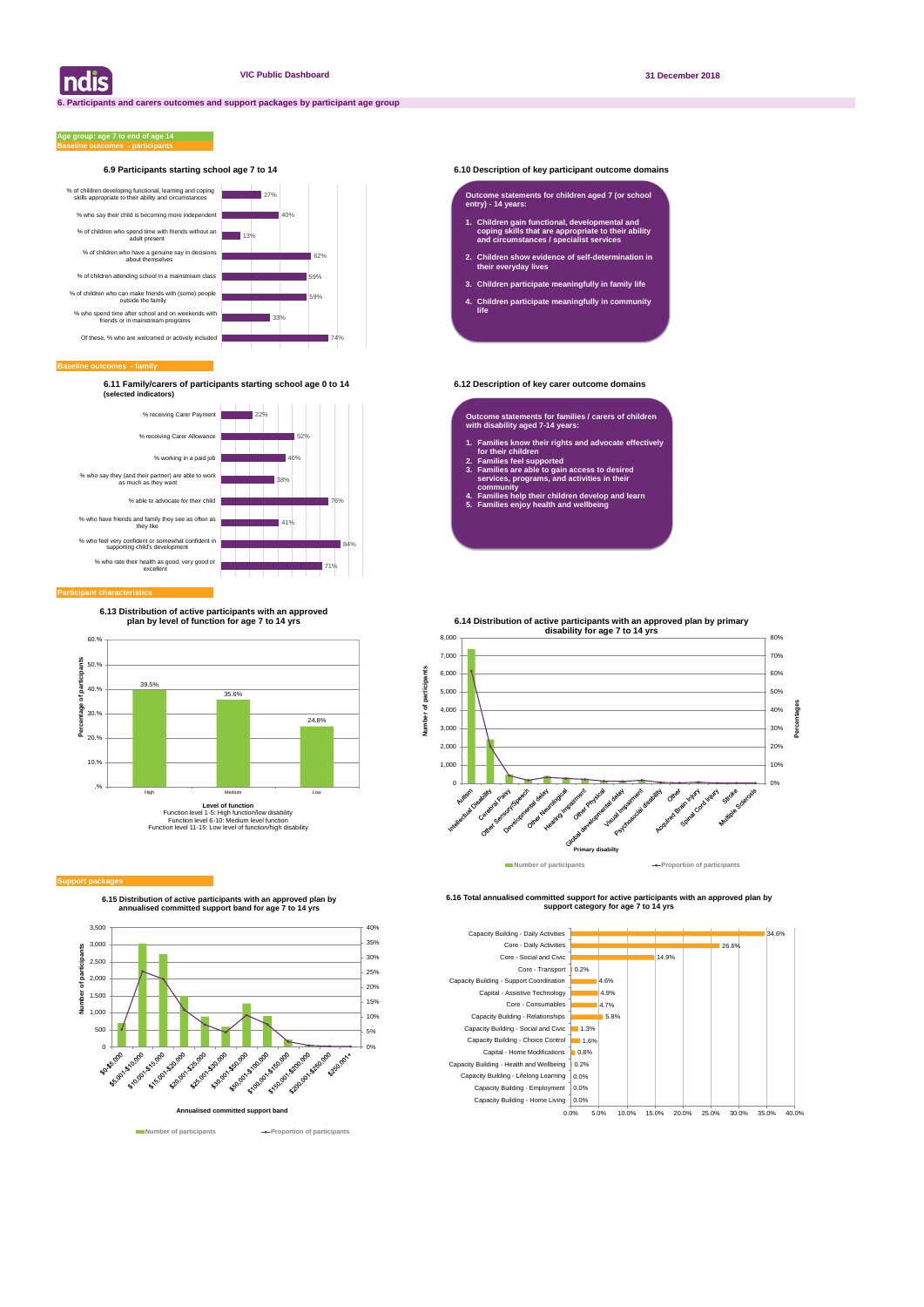ndis

VIC Public Dashboard

31 December 2018

## 6. Participants and carers outcomes and support packages by participant age group

**Age group: age 7 to end of age 14**

**Baseline outcomes - participants**

### 6.9 Participants starting school age 7 to 14

| Indicator | % |
| --- | --- |
| % of children developing functional, learning and coping skills appropriate to their ability and circumstances | 27% |
| % who say their child is becoming more independent | 40% |
| % of children who spend time with friends without an adult present | 13% |
| % of children who have a genuine say in decisions about themselves | 62% |
| % of children attending school in a mainstream class | 59% |
| % of children who can make friends with (some) people outside the family | 59% |
| % who spend time after school and on weekends with friends or in mainstream programs | 33% |
| Of these, % who are welcomed or actively included | 74% |

### 6.10 Description of key participant outcome domains

**Outcome statements for children aged 7 (or school entry) - 14 years:**

1. Children gain functional, developmental and coping skills that are appropriate to their ability and circumstances / specialist services
2. Children show evidence of self-determination in their everyday lives
3. Children participate meaningfully in family life
4. Children participate meaningfully in community life

**Baseline outcomes - family**

### 6.11 Family/carers of participants starting school age 0 to 14 (selected indicators)

| Indicator | % |
| --- | --- |
| % receiving Carer Payment | 22% |
| % receiving Carer Allowance | 52% |
| % working in a paid job | 46% |
| % who say they (and their partner) are able to work as much as they want | 38% |
| % able to advocate for their child | 76% |
| % who have friends and family they see as often as they like | 41% |
| % who feel very confident or somewhat confident in supporting child's development | 84% |
| % who rate their health as good, very good or excellent | 71% |

### 6.12 Description of key carer outcome domains

**Outcome statements for families / carers of children with disability aged 7-14 years:**

1. Families know their rights and advocate effectively for their children
2. Families feel supported
3. Families are able to gain access to desired services, programs, and activities in their community
4. Families help their children develop and learn
5. Families enjoy health and wellbeing

**Participant characteristics**

### 6.13 Distribution of active participants with an approved plan by level of function for age 7 to 14 yrs

| Level of function | Percentage of participants |
| --- | --- |
| High | 39.5% |
| Medium | 35.6% |
| Low | 24.8% |

Level of function
Function level 1-5: High function/low disability
Function level 6-10: Medium level function
Function level 11-15: Low level of function/high disability

### 6.14 Distribution of active participants with an approved plan by primary disability for age 7 to 14 yrs

Primary disability: Autism, Intellectual Disability, Cerebral Palsy, Other Sensory/Speech, Developmental delay, Other Neurological, Hearing Impairment, Other Physical, Global developmental delay, Visual Impairment, Psychosocial disability, Other, Acquired Brain Injury, Spinal Cord Injury, Stroke, Multiple Sclerosis

Number of participants — Proportion of participants

**Support packages**

### 6.15 Distribution of active participants with an approved plan by annualised committed support band for age 7 to 14 yrs

Annualised committed support band: $0-$5,000, $5,001-$10,000, $10,001-$15,000, $15,001-$20,000, $20,001-$25,000, $25,001-$30,000, $30,001-$50,000, $50,001-$100,000, $100,001-$150,000, $150,001-$200,000, $200,001-$250,000, $250,001+

Number of participants — Proportion of participants

### 6.16 Total annualised committed support for active participants with an approved plan by support category for age 7 to 14 yrs

| Support category | % |
| --- | --- |
| Capacity Building - Daily Activities | 34.6% |
| Core - Daily Activities | 26.6% |
| Core - Social and Civic | 14.9% |
| Core - Transport | 0.2% |
| Capacity Building - Support Coordination | 4.6% |
| Capital - Assistive Technology | 4.9% |
| Core - Consumables | 4.7% |
| Capacity Building - Relationships | 5.8% |
| Capacity Building - Social and Civic | 1.3% |
| Capacity Building - Choice Control | 1.6% |
| Capital - Home Modifications | 0.8% |
| Capacity Building - Health and Wellbeing | 0.2% |
| Capacity Building - Lifelong Learning | 0.0% |
| Capacity Building - Employment | 0.0% |
| Capacity Building - Home Living | 0.0% |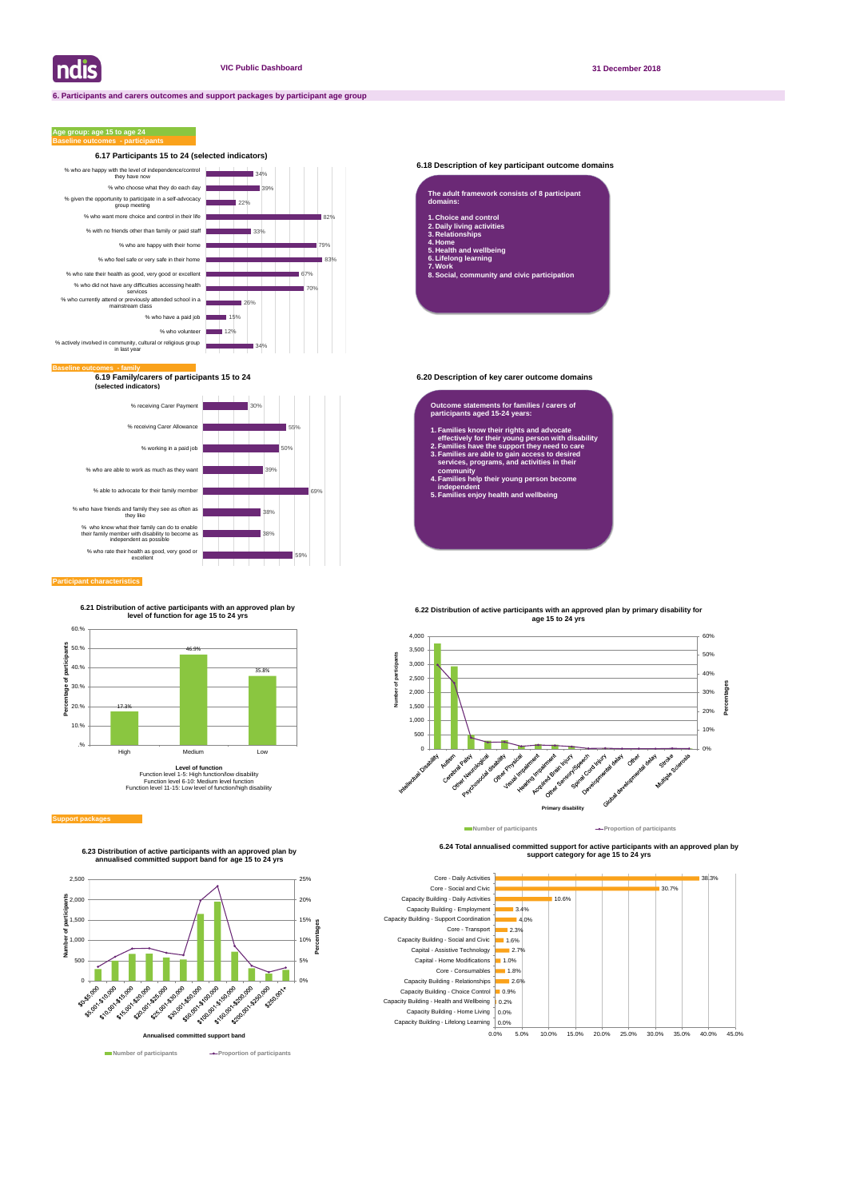# 6. Participants and carers outcomes and support packages by participant age group

## Age group: age 15 to age 24

### Baseline outcomes - participants

**6.17 Participants 15 to 24 (selected indicators)**

| Indicator | % |
|---|---|
| % who are happy with the level of independence/control they have now | 34% |
| % who choose what they do each day | 39% |
| % given the opportunity to participate in a self-advocacy group meeting | 22% |
| % who want more choice and control in their life | 82% |
| % with no friends other than family or paid staff | 33% |
| % who are happy with their home | 79% |
| % who feel safe or very safe in their home | 83% |
| % who rate their health as good, very good or excellent | 67% |
| % who did not have any difficulties accessing health services | 70% |
| % who currently attend or previously attended school in a mainstream class | 26% |
| % who have a paid job | 15% |
| % who volunteer | 12% |
| % actively involved in community, cultural or religious group in last year | 34% |

**6.18 Description of key participant outcome domains**

The adult framework consists of 8 participant domains:

1. Choice and control
2. Daily living activities
3. Relationships
4. Home
5. Health and wellbeing
6. Lifelong learning
7. Work
8. Social, community and civic participation

### Baseline outcomes - family

**6.19 Family/carers of participants 15 to 24 (selected indicators)**

| Indicator | % |
|---|---|
| % receiving Carer Payment | 30% |
| % receiving Carer Allowance | 55% |
| % working in a paid job | 50% |
| % who are able to work as much as they want | 39% |
| % able to advocate for their family member | 69% |
| % who have friends and family they see as often as they like | 38% |
| % who know what their family can do to enable their family member with disability to become as independent as possible | 38% |
| % who rate their health as good, very good or excellent | 59% |

**6.20 Description of key carer outcome domains**

Outcome statements for families / carers of participants aged 15-24 years:

1. Families know their rights and advocate effectively for their young person with disability
2. Families have the support they need to care
3. Families are able to gain access to desired services, programs, and activities in their community
4. Families help their young person become independent
5. Families enjoy health and wellbeing

### Participant characteristics

**6.21 Distribution of active participants with an approved plan by level of function for age 15 to 24 yrs**

| Level of function | Percentage of participants |
|---|---|
| High | 17.3% |
| Medium | 46.9% |
| Low | 35.8% |

Level of function
Function level 1-5: High function/low disability
Function level 6-10: Medium level function
Function level 11-15: Low level of function/high disability

**6.22 Distribution of active participants with an approved plan by primary disability for age 15 to 24 yrs**

Primary disability categories: Intellectual Disability, Autism, Cerebral Palsy, Other Neurological, Psychosocial disability, Other Physical, Visual Impairment, Hearing Impairment, Acquired Brain Injury, Other Sensory/Speech, Spinal Cord Injury, Developmental delay, Other, Global developmental delay, Stroke, Multiple Sclerosis

Legend: Number of participants; Proportion of participants

### Support packages

**6.23 Distribution of active participants with an approved plan by annualised committed support band for age 15 to 24 yrs**

Annualised committed support bands: $0-$5,000; $5,001-$10,000; $10,001-$15,000; $15,001-$20,000; $20,001-$25,000; $25,001-$30,000; $30,001-$50,000; $50,001-$100,000; $100,001-$150,000; $150,001-$200,000; $200,001-$250,000; $250,001+

Legend: Number of participants; Proportion of participants

**6.24 Total annualised committed support for active participants with an approved plan by support category for age 15 to 24 yrs**

| Support category | % |
|---|---|
| Core - Daily Activities | 38.3% |
| Core - Social and Civic | 30.7% |
| Capacity Building - Daily Activities | 10.6% |
| Capacity Building - Employment | 3.4% |
| Capacity Building - Support Coordination | 4.0% |
| Core - Transport | 2.3% |
| Capacity Building - Social and Civic | 1.6% |
| Capital - Assistive Technology | 2.7% |
| Capital - Home Modifications | 1.0% |
| Core - Consumables | 1.8% |
| Capacity Building - Relationships | 2.6% |
| Capacity Building - Choice Control | 0.9% |
| Capacity Building - Health and Wellbeing | 0.2% |
| Capacity Building - Home Living | 0.0% |
| Capacity Building - Lifelong Learning | 0.0% |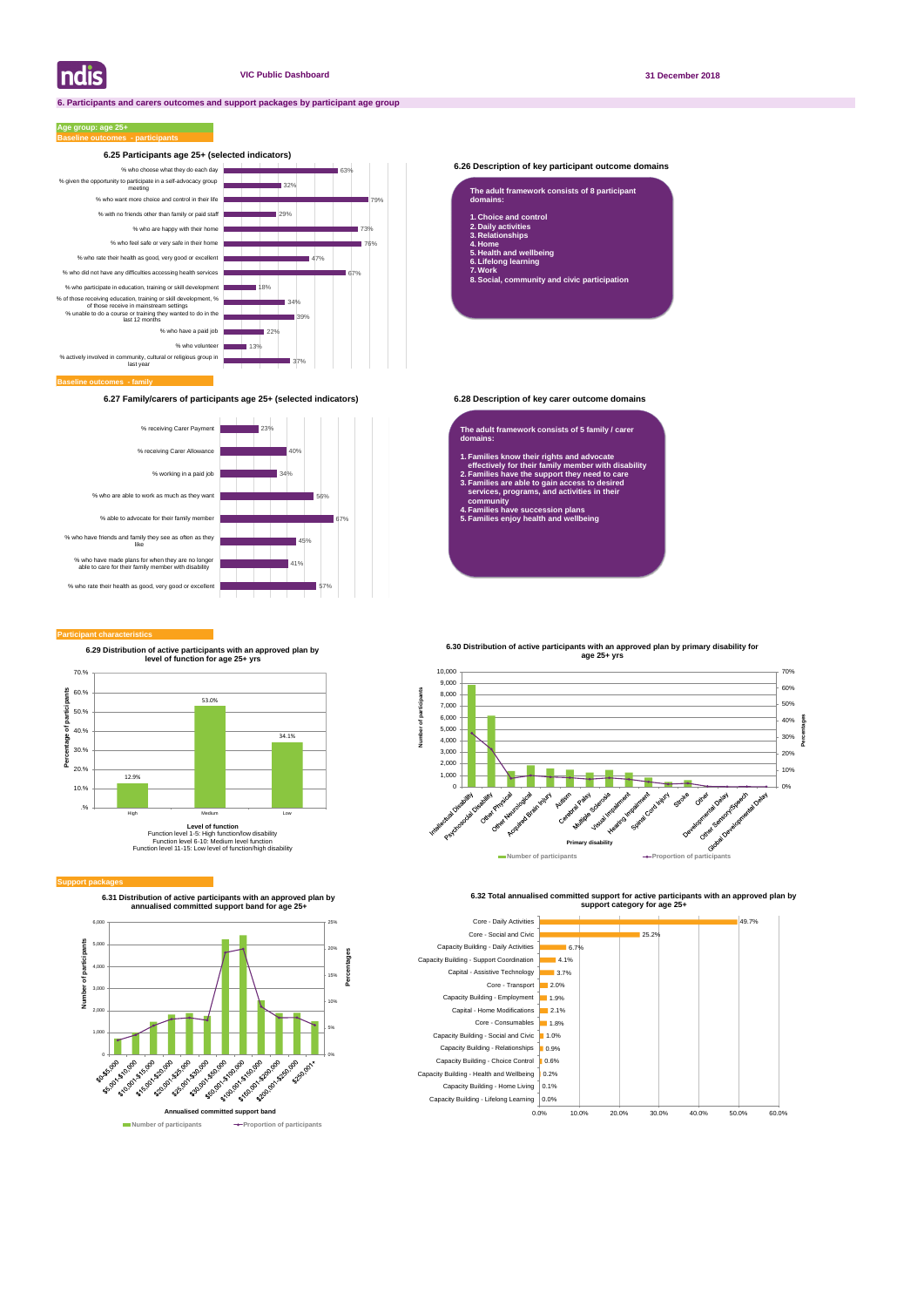# 6. Participants and carers outcomes and support packages by participant age group

## Age group: age 25+

### Baseline outcomes - participants

**6.25 Participants age 25+ (selected indicators)**

% who choose what they do each day 63%
% given the opportunity to participate in a self-advocacy group meeting 32%
% who want more choice and control in their life 79%
% with no friends other than family or paid staff 29%
% who are happy with their home 73%
% who feel safe or very safe in their home 76%
% who rate their health as good, very good or excellent 47%
% who did not have any difficulties accessing health services 67%
% who participate in education, training or skill development 18%
% of those receiving education, training or skill development, % of those receive in mainstream settings 34%
% unable to do a course or training they wanted to do in the last 12 months 39%
% who have a paid job 22%
% who volunteer 13%
% actively involved in community, cultural or religious group in last year 37%

**6.26 Description of key participant outcome domains**

The adult framework consists of 8 participant domains:

1. Choice and control
2. Daily activities
3. Relationships
4. Home
5. Health and wellbeing
6. Lifelong learning
7. Work
8. Social, community and civic participation

### Baseline outcomes - family

**6.27 Family/carers of participants age 25+ (selected indicators)**

% receiving Carer Payment 23%
% receiving Carer Allowance 40%
% working in a paid job 34%
% who are able to work as much as they want 56%
% able to advocate for their family member 67%
% who have friends and family they see as often as they like 45%
% who have made plans for when they are no longer able to care for their family member with disability 41%
% who rate their health as good, very good or excellent 57%

**6.28 Description of key carer outcome domains**

The adult framework consists of 5 family / carer domains:

1. Families know their rights and advocate effectively for their family member with disability
2. Families have the support they need to care
3. Families are able to gain access to desired services, programs, and activities in their community
4. Families have succession plans
5. Families enjoy health and wellbeing

### Participant characteristics

**6.29 Distribution of active participants with an approved plan by level of function for age 25+ yrs**

Percentage of participants
70.% 60.0% 50.0% 40.0% 30.0% 20.0% 10.0% .%
High 12.9%
Medium 53.0%
Low 34.1%

Level of function
Function level 1-5: High function/low disability
Function level 6-10: Medium level function
Function level 11-15: Low level of function/high disability

**6.30 Distribution of active participants with an approved plan by primary disability for age 25+ yrs**

Number of participants
10,000 9,000 8,000 7,000 6,000 5,000 4,000 3,000 2,000 1,000 0
Percentages
70% 60% 50% 40% 30% 20% 10% 0%

Intellectual Disability, Psychosocial Disability, Other Physical, Other Neurological, Acquired Brain Injury, Autism, Cerebral Palsy, Multiple Sclerosis, Visual Impairment, Hearing Impairment, Spinal Cord Injury, Stroke, Other, Developmental Delay, Other Sensory/Speech, Global Developmental Delay

Primary disability

Number of participants — Proportion of participants

### Support packages

**6.31 Distribution of active participants with an approved plan by annualised committed support band for age 25+**

Number of participants
6,000 5,000 4,000 3,000 2,000 1,000 0
Percentages
25% 20% 15% 10% 5% 0%

$0-$5,000, $5,001-$10,000, $10,001-$15,000, $15,001-$20,000, $20,001-$25,000, $25,001-$30,000, $30,001-$50,000, $50,001-$100,000, $100,001-$150,000, $150,001-$200,000, $200,001-$250,000, $250,001+

Annualised committed support band

Number of participants — Proportion of participants

**6.32 Total annualised committed support for active participants with an approved plan by support category for age 25+**

Core - Daily Activities 49.7%
Core - Social and Civic 25.2%
Capacity Building - Daily Activities 6.7%
Capacity Building - Support Coordination 4.1%
Capital - Assistive Technology 3.7%
Core - Transport 2.0%
Capacity Building - Employment 1.9%
Capital - Home Modifications 2.1%
Core - Consumables 1.8%
Capacity Building - Social and Civic 1.0%
Capacity Building - Relationships 0.9%
Capacity Building - Choice Control 0.6%
Capacity Building - Health and Wellbeing 0.2%
Capacity Building - Home Living 0.1%
Capacity Building - Lifelong Learning 0.0%

0.0% 10.0% 20.0% 30.0% 40.0% 50.0% 60.0%